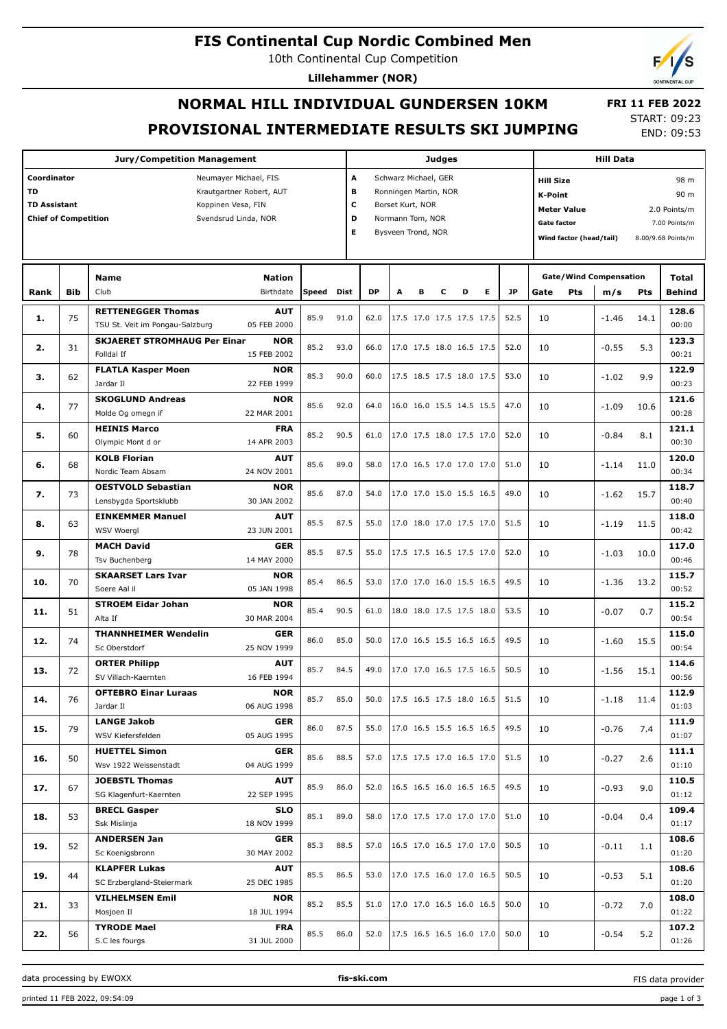# FIS Continental Cup Nordic Combined Men

10th Continental Cup Competition

**Lillehammer (NOR)**

## NORMAL HILL INDIVIDUAL GUNDERSEN 10KM

**FRI 11 FEB 2022**

## PROVISIONAL INTERMEDIATE RESULTS SKI JUMPING

START: 09:23
END: 09:53

| Jury/Competition Management | |
|---|---|
| Coordinator | Neumayer Michael, FIS |
| TD | Krautgartner Robert, AUT |
| TD Assistant | Koppinen Vesa, FIN |
| Chief of Competition | Svendsrud Linda, NOR |

| Judges | |
|---|---|
| A | Schwarz Michael, GER |
| B | Ronningen Martin, NOR |
| C | Borset Kurt, NOR |
| D | Normann Tom, NOR |
| E | Bysveen Trond, NOR |

| Hill Data | |
|---|---|
| Hill Size | 98 m |
| K-Point | 90 m |
| Meter Value | 2.0 Points/m |
| Gate factor | 7.00 Points/m |
| Wind factor (head/tail) | 8.00/9.68 Points/m |

| Rank | Bib | Name / Club | Nation / Birthdate | Speed | Dist | DP | A | B | C | D | E | JP | Gate | Gate Pts | m/s | Wind Pts | Total / Behind |
|---|---|---|---|---|---|---|---|---|---|---|---|---|---|---|---|---|---|
| 1. | 75 | **RETTENEGGER Thomas** TSU St. Veit im Pongau-Salzburg | **AUT** 05 FEB 2000 | 85.9 | 91.0 | 62.0 | 17.5 | 17.0 | 17.5 | 17.5 | 17.5 | 52.5 | 10 | | -1.46 | 14.1 | **128.6** 00:00 |
| 2. | 31 | **SKJAERET STROMHAUG Per Einar** Folldal If | **NOR** 15 FEB 2002 | 85.2 | 93.0 | 66.0 | 17.0 | 17.5 | 18.0 | 16.5 | 17.5 | 52.0 | 10 | | -0.55 | 5.3 | **123.3** 00:21 |
| 3. | 62 | **FLATLA Kasper Moen** Jardar Il | **NOR** 22 FEB 1999 | 85.3 | 90.0 | 60.0 | 17.5 | 18.5 | 17.5 | 18.0 | 17.5 | 53.0 | 10 | | -1.02 | 9.9 | **122.9** 00:23 |
| 4. | 77 | **SKOGLUND Andreas** Molde Og omegn if | **NOR** 22 MAR 2001 | 85.6 | 92.0 | 64.0 | 16.0 | 16.0 | 15.5 | 14.5 | 15.5 | 47.0 | 10 | | -1.09 | 10.6 | **121.6** 00:28 |
| 5. | 60 | **HEINIS Marco** Olympic Mont d or | **FRA** 14 APR 2003 | 85.2 | 90.5 | 61.0 | 17.0 | 17.5 | 18.0 | 17.5 | 17.0 | 52.0 | 10 | | -0.84 | 8.1 | **121.1** 00:30 |
| 6. | 68 | **KOLB Florian** Nordic Team Absam | **AUT** 24 NOV 2001 | 85.6 | 89.0 | 58.0 | 17.0 | 16.5 | 17.0 | 17.0 | 17.0 | 51.0 | 10 | | -1.14 | 11.0 | **120.0** 00:34 |
| 7. | 73 | **OESTVOLD Sebastian** Lensbygda Sportsklubb | **NOR** 30 JAN 2002 | 85.6 | 87.0 | 54.0 | 17.0 | 17.0 | 15.0 | 15.5 | 16.5 | 49.0 | 10 | | -1.62 | 15.7 | **118.7** 00:40 |
| 8. | 63 | **EINKEMMER Manuel** WSV Woergl | **AUT** 23 JUN 2001 | 85.5 | 87.5 | 55.0 | 17.0 | 18.0 | 17.0 | 17.5 | 17.0 | 51.5 | 10 | | -1.19 | 11.5 | **118.0** 00:42 |
| 9. | 78 | **MACH David** Tsv Buchenberg | **GER** 14 MAY 2000 | 85.5 | 87.5 | 55.0 | 17.5 | 17.5 | 16.5 | 17.5 | 17.0 | 52.0 | 10 | | -1.03 | 10.0 | **117.0** 00:46 |
| 10. | 70 | **SKAARSET Lars Ivar** Soere Aal il | **NOR** 05 JAN 1998 | 85.4 | 86.5 | 53.0 | 17.0 | 17.0 | 16.0 | 15.5 | 16.5 | 49.5 | 10 | | -1.36 | 13.2 | **115.7** 00:52 |
| 11. | 51 | **STROEM Eidar Johan** Alta If | **NOR** 30 MAR 2004 | 85.4 | 90.5 | 61.0 | 18.0 | 18.0 | 17.5 | 17.5 | 18.0 | 53.5 | 10 | | -0.07 | 0.7 | **115.2** 00:54 |
| 12. | 74 | **THANNHEIMER Wendelin** Sc Oberstdorf | **GER** 25 NOV 1999 | 86.0 | 85.0 | 50.0 | 17.0 | 16.5 | 15.5 | 16.5 | 16.5 | 49.5 | 10 | | -1.60 | 15.5 | **115.0** 00:54 |
| 13. | 72 | **ORTER Philipp** SV Villach-Kaernten | **AUT** 16 FEB 1994 | 85.7 | 84.5 | 49.0 | 17.0 | 17.0 | 16.5 | 17.5 | 16.5 | 50.5 | 10 | | -1.56 | 15.1 | **114.6** 00:56 |
| 14. | 76 | **OFTEBRO Einar Luraas** Jardar Il | **NOR** 06 AUG 1998 | 85.7 | 85.0 | 50.0 | 17.5 | 16.5 | 17.5 | 18.0 | 16.5 | 51.5 | 10 | | -1.18 | 11.4 | **112.9** 01:03 |
| 15. | 79 | **LANGE Jakob** WSV Kiefersfelden | **GER** 05 AUG 1995 | 86.0 | 87.5 | 55.0 | 17.0 | 16.5 | 15.5 | 16.5 | 16.5 | 49.5 | 10 | | -0.76 | 7.4 | **111.9** 01:07 |
| 16. | 50 | **HUETTEL Simon** Wsv 1922 Weissenstadt | **GER** 04 AUG 1999 | 85.6 | 88.5 | 57.0 | 17.5 | 17.5 | 17.0 | 16.5 | 17.0 | 51.5 | 10 | | -0.27 | 2.6 | **111.1** 01:10 |
| 17. | 67 | **JOEBSTL Thomas** SG Klagenfurt-Kaernten | **AUT** 22 SEP 1995 | 85.9 | 86.0 | 52.0 | 16.5 | 16.5 | 16.0 | 16.5 | 16.5 | 49.5 | 10 | | -0.93 | 9.0 | **110.5** 01:12 |
| 18. | 53 | **BRECL Gasper** Ssk Mislinja | **SLO** 18 NOV 1999 | 85.1 | 89.0 | 58.0 | 17.0 | 17.5 | 17.0 | 17.0 | 17.0 | 51.0 | 10 | | -0.04 | 0.4 | **109.4** 01:17 |
| 19. | 52 | **ANDERSEN Jan** Sc Koenigsbronn | **GER** 30 MAY 2002 | 85.3 | 88.5 | 57.0 | 16.5 | 17.0 | 16.5 | 17.0 | 17.0 | 50.5 | 10 | | -0.11 | 1.1 | **108.6** 01:20 |
| 19. | 44 | **KLAPFER Lukas** SC Erzbergland-Steiermark | **AUT** 25 DEC 1985 | 85.5 | 86.5 | 53.0 | 17.0 | 17.5 | 16.0 | 17.0 | 16.5 | 50.5 | 10 | | -0.53 | 5.1 | **108.6** 01:20 |
| 21. | 33 | **VILHELMSEN Emil** Mosjoen Il | **NOR** 18 JUL 1994 | 85.2 | 85.5 | 51.0 | 17.0 | 17.0 | 16.5 | 16.0 | 16.5 | 50.0 | 10 | | -0.72 | 7.0 | **108.0** 01:22 |
| 22. | 56 | **TYRODE Mael** S.C les fourgs | **FRA** 31 JUL 2000 | 85.5 | 86.0 | 52.0 | 17.5 | 16.5 | 16.5 | 16.0 | 17.0 | 50.0 | 10 | | -0.54 | 5.2 | **107.2** 01:26 |

data processing by EWOXX — fis-ski.com — FIS data provider

printed 11 FEB 2022, 09:54:09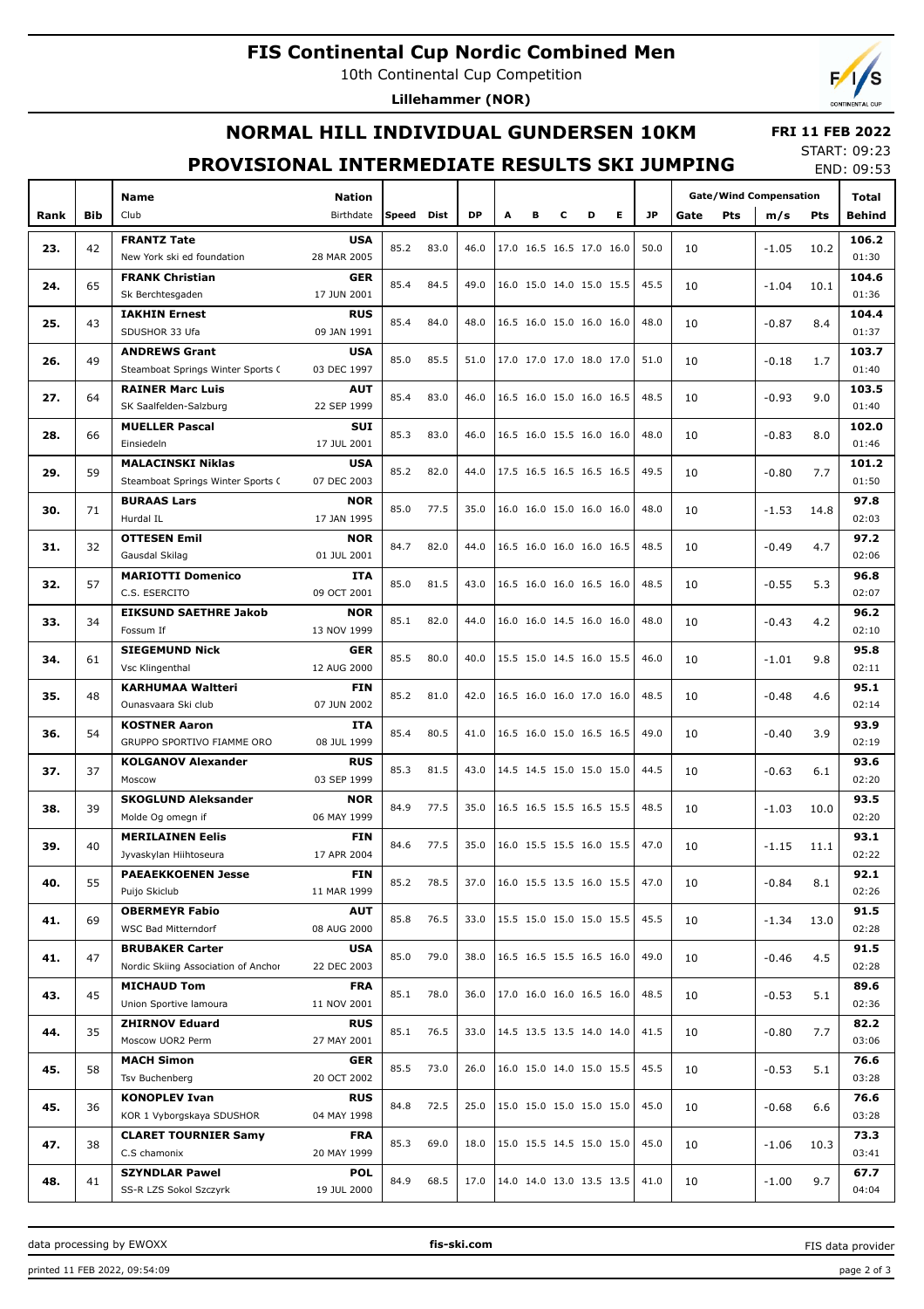# FIS Continental Cup Nordic Combined Men

10th Continental Cup Competition

**Lillehammer (NOR)**

## NORMAL HILL INDIVIDUAL GUNDERSEN 10KM

## PROVISIONAL INTERMEDIATE RESULTS SKI JUMPING

**FRI 11 FEB 2022**
START: 09:23
END: 09:53

| Rank | Bib | Name / Club | Nation / Birthdate | Speed | Dist | DP | A | B | C | D | E | JP | Gate | Pts | m/s | Pts | Total / Behind |
|---|---|---|---|---|---|---|---|---|---|---|---|---|---|---|---|---|---|
| 23. | 42 | **FRANTZ Tate** New York ski ed foundation | **USA** 28 MAR 2005 | 85.2 | 83.0 | 46.0 | 17.0 | 16.5 | 16.5 | 17.0 | 16.0 | 50.0 | 10 | | -1.05 | 10.2 | **106.2** 01:30 |
| 24. | 65 | **FRANK Christian** Sk Berchtesgaden | **GER** 17 JUN 2001 | 85.4 | 84.5 | 49.0 | 16.0 | 15.0 | 14.0 | 15.0 | 15.5 | 45.5 | 10 | | -1.04 | 10.1 | **104.6** 01:36 |
| 25. | 43 | **IAKHIN Ernest** SDUSHOR 33 Ufa | **RUS** 09 JAN 1991 | 85.4 | 84.0 | 48.0 | 16.5 | 16.0 | 15.0 | 16.0 | 16.0 | 48.0 | 10 | | -0.87 | 8.4 | **104.4** 01:37 |
| 26. | 49 | **ANDREWS Grant** Steamboat Springs Winter Sports ( | **USA** 03 DEC 1997 | 85.0 | 85.5 | 51.0 | 17.0 | 17.0 | 17.0 | 18.0 | 17.0 | 51.0 | 10 | | -0.18 | 1.7 | **103.7** 01:40 |
| 27. | 64 | **RAINER Marc Luis** SK Saalfelden-Salzburg | **AUT** 22 SEP 1999 | 85.4 | 83.0 | 46.0 | 16.5 | 16.0 | 15.0 | 16.0 | 16.5 | 48.5 | 10 | | -0.93 | 9.0 | **103.5** 01:40 |
| 28. | 66 | **MUELLER Pascal** Einsiedeln | **SUI** 17 JUL 2001 | 85.3 | 83.0 | 46.0 | 16.5 | 16.0 | 15.5 | 16.0 | 16.0 | 48.0 | 10 | | -0.83 | 8.0 | **102.0** 01:46 |
| 29. | 59 | **MALACINSKI Niklas** Steamboat Springs Winter Sports ( | **USA** 07 DEC 2003 | 85.2 | 82.0 | 44.0 | 17.5 | 16.5 | 16.5 | 16.5 | 16.5 | 49.5 | 10 | | -0.80 | 7.7 | **101.2** 01:50 |
| 30. | 71 | **BURAAS Lars** Hurdal IL | **NOR** 17 JAN 1995 | 85.0 | 77.5 | 35.0 | 16.0 | 16.0 | 15.0 | 16.0 | 16.0 | 48.0 | 10 | | -1.53 | 14.8 | **97.8** 02:03 |
| 31. | 32 | **OTTESEN Emil** Gausdal Skilag | **NOR** 01 JUL 2001 | 84.7 | 82.0 | 44.0 | 16.5 | 16.0 | 16.0 | 16.0 | 16.5 | 48.5 | 10 | | -0.49 | 4.7 | **97.2** 02:06 |
| 32. | 57 | **MARIOTTI Domenico** C.S. ESERCITO | **ITA** 09 OCT 2001 | 85.0 | 81.5 | 43.0 | 16.5 | 16.0 | 16.0 | 16.5 | 16.0 | 48.5 | 10 | | -0.55 | 5.3 | **96.8** 02:07 |
| 33. | 34 | **EIKSUND SAETHRE Jakob** Fossum If | **NOR** 13 NOV 1999 | 85.1 | 82.0 | 44.0 | 16.0 | 16.0 | 14.5 | 16.0 | 16.0 | 48.0 | 10 | | -0.43 | 4.2 | **96.2** 02:10 |
| 34. | 61 | **SIEGEMUND Nick** Vsc Klingenthal | **GER** 12 AUG 2000 | 85.5 | 80.0 | 40.0 | 15.5 | 15.0 | 14.5 | 16.0 | 15.5 | 46.0 | 10 | | -1.01 | 9.8 | **95.8** 02:11 |
| 35. | 48 | **KARHUMAA Waltteri** Ounasvaara Ski club | **FIN** 07 JUN 2002 | 85.2 | 81.0 | 42.0 | 16.5 | 16.0 | 16.0 | 17.0 | 16.0 | 48.5 | 10 | | -0.48 | 4.6 | **95.1** 02:14 |
| 36. | 54 | **KOSTNER Aaron** GRUPPO SPORTIVO FIAMME ORO | **ITA** 08 JUL 1999 | 85.4 | 80.5 | 41.0 | 16.5 | 16.0 | 15.0 | 16.5 | 16.5 | 49.0 | 10 | | -0.40 | 3.9 | **93.9** 02:19 |
| 37. | 37 | **KOLGANOV Alexander** Moscow | **RUS** 03 SEP 1999 | 85.3 | 81.5 | 43.0 | 14.5 | 14.5 | 15.0 | 15.0 | 15.0 | 44.5 | 10 | | -0.63 | 6.1 | **93.6** 02:20 |
| 38. | 39 | **SKOGLUND Aleksander** Molde Og omegn if | **NOR** 06 MAY 1999 | 84.9 | 77.5 | 35.0 | 16.5 | 16.5 | 15.5 | 16.5 | 15.5 | 48.5 | 10 | | -1.03 | 10.0 | **93.5** 02:20 |
| 39. | 40 | **MERILAINEN Eelis** Jyvaskylan Hiihtoseura | **FIN** 17 APR 2004 | 84.6 | 77.5 | 35.0 | 16.0 | 15.5 | 15.5 | 16.0 | 15.5 | 47.0 | 10 | | -1.15 | 11.1 | **93.1** 02:22 |
| 40. | 55 | **PAEAEKKOENEN Jesse** Puijo Skiclub | **FIN** 11 MAR 1999 | 85.2 | 78.5 | 37.0 | 16.0 | 15.5 | 13.5 | 16.0 | 15.5 | 47.0 | 10 | | -0.84 | 8.1 | **92.1** 02:26 |
| 41. | 69 | **OBERMEYR Fabio** WSC Bad Mitterndorf | **AUT** 08 AUG 2000 | 85.8 | 76.5 | 33.0 | 15.5 | 15.0 | 15.0 | 15.0 | 15.5 | 45.5 | 10 | | -1.34 | 13.0 | **91.5** 02:28 |
| 41. | 47 | **BRUBAKER Carter** Nordic Skiing Association of Anchor | **USA** 22 DEC 2003 | 85.0 | 79.0 | 38.0 | 16.5 | 16.5 | 15.5 | 16.5 | 16.0 | 49.0 | 10 | | -0.46 | 4.5 | **91.5** 02:28 |
| 43. | 45 | **MICHAUD Tom** Union Sportive lamoura | **FRA** 11 NOV 2001 | 85.1 | 78.0 | 36.0 | 17.0 | 16.0 | 16.0 | 16.5 | 16.0 | 48.5 | 10 | | -0.53 | 5.1 | **89.6** 02:36 |
| 44. | 35 | **ZHIRNOV Eduard** Moscow UOR2 Perm | **RUS** 27 MAY 2001 | 85.1 | 76.5 | 33.0 | 14.5 | 13.5 | 13.5 | 14.0 | 14.0 | 41.5 | 10 | | -0.80 | 7.7 | **82.2** 03:06 |
| 45. | 58 | **MACH Simon** Tsv Buchenberg | **GER** 20 OCT 2002 | 85.5 | 73.0 | 26.0 | 16.0 | 15.0 | 14.0 | 15.0 | 15.5 | 45.5 | 10 | | -0.53 | 5.1 | **76.6** 03:28 |
| 45. | 36 | **KONOPLEV Ivan** KOR 1 Vyborgskaya SDUSHOR | **RUS** 04 MAY 1998 | 84.8 | 72.5 | 25.0 | 15.0 | 15.0 | 15.0 | 15.0 | 15.0 | 45.0 | 10 | | -0.68 | 6.6 | **76.6** 03:28 |
| 47. | 38 | **CLARET TOURNIER Samy** C.S chamonix | **FRA** 20 MAY 1999 | 85.3 | 69.0 | 18.0 | 15.0 | 15.5 | 14.5 | 15.0 | 15.0 | 45.0 | 10 | | -1.06 | 10.3 | **73.3** 03:41 |
| 48. | 41 | **SZYNDLAR Pawel** SS-R LZS Sokol Szczyrk | **POL** 19 JUL 2000 | 84.9 | 68.5 | 17.0 | 14.0 | 14.0 | 13.0 | 13.5 | 13.5 | 41.0 | 10 | | -1.00 | 9.7 | **67.7** 04:04 |

data processing by EWOXX — fis-ski.com — FIS data provider

printed 11 FEB 2022, 09:54:09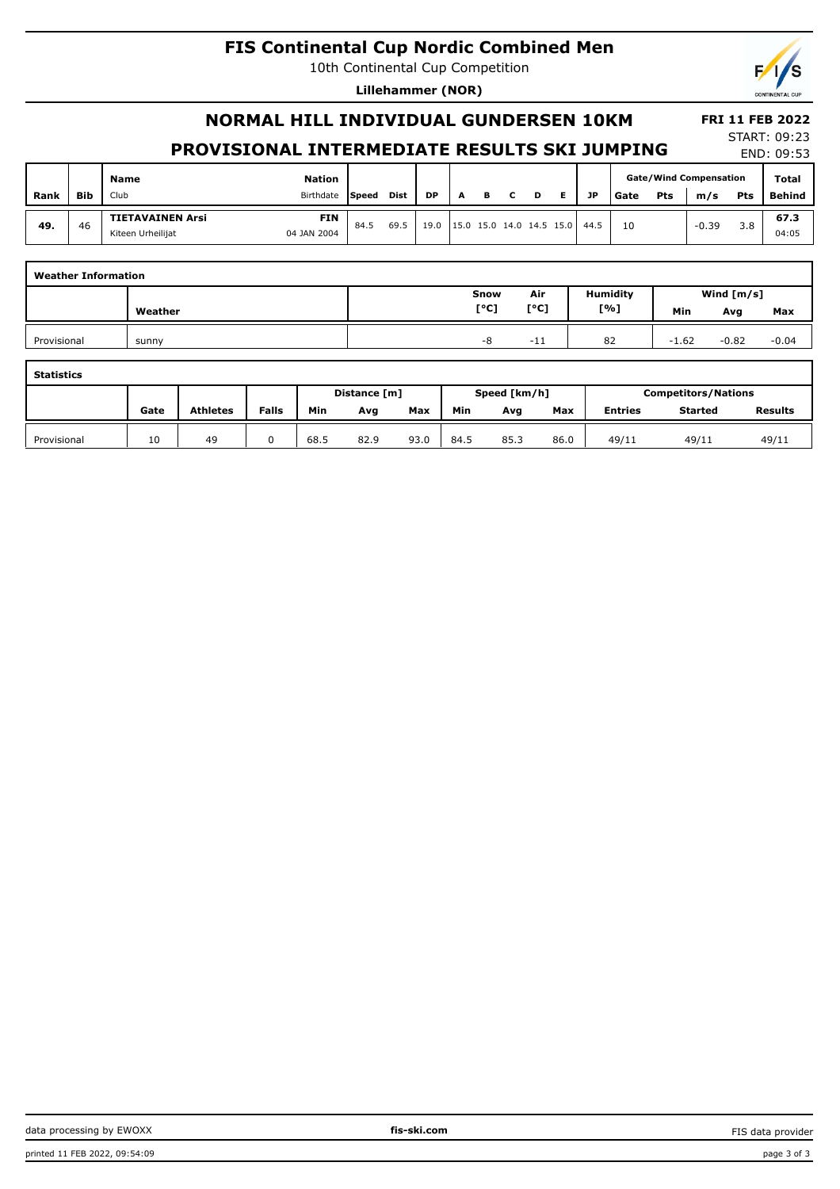# FIS Continental Cup Nordic Combined Men

10th Continental Cup Competition

**Lillehammer (NOR)**

## NORMAL HILL INDIVIDUAL GUNDERSEN 10KM

**FRI 11 FEB 2022**

START: 09:23

END: 09:53

## PROVISIONAL INTERMEDIATE RESULTS SKI JUMPING

| Rank | Bib | Name / Club | Nation / Birthdate | Speed | Dist | DP | A | B | C | D | E | JP | Gate/Wind Compensation Gate | Pts | m/s | Pts | Total / Behind |
|---|---|---|---|---|---|---|---|---|---|---|---|---|---|---|---|---|---|
| 49. | 46 | **TIETAVAINEN Arsi** Kiteen Urheilijat | **FIN** 04 JAN 2004 | 84.5 | 69.5 | 19.0 | 15.0 | 15.0 | 14.0 | 14.5 | 15.0 | 44.5 | 10 | | -0.39 | 3.8 | **67.3** 04:05 |

### Weather Information

| | Weather | Snow [°C] | Air [°C] | Humidity [%] | Wind [m/s] Min | Avg | Max |
|---|---|---|---|---|---|---|---|
| Provisional | sunny | -8 | -11 | 82 | -1.62 | -0.82 | -0.04 |

### Statistics

| | Gate | Athletes | Falls | Distance [m] Min | Avg | Max | Speed [km/h] Min | Avg | Max | Competitors/Nations Entries | Started | Results |
|---|---|---|---|---|---|---|---|---|---|---|---|---|
| Provisional | 10 | 49 | 0 | 68.5 | 82.9 | 93.0 | 84.5 | 85.3 | 86.0 | 49/11 | 49/11 | 49/11 |

data processing by EWOXX | fis-ski.com | FIS data provider

printed 11 FEB 2022, 09:54:09